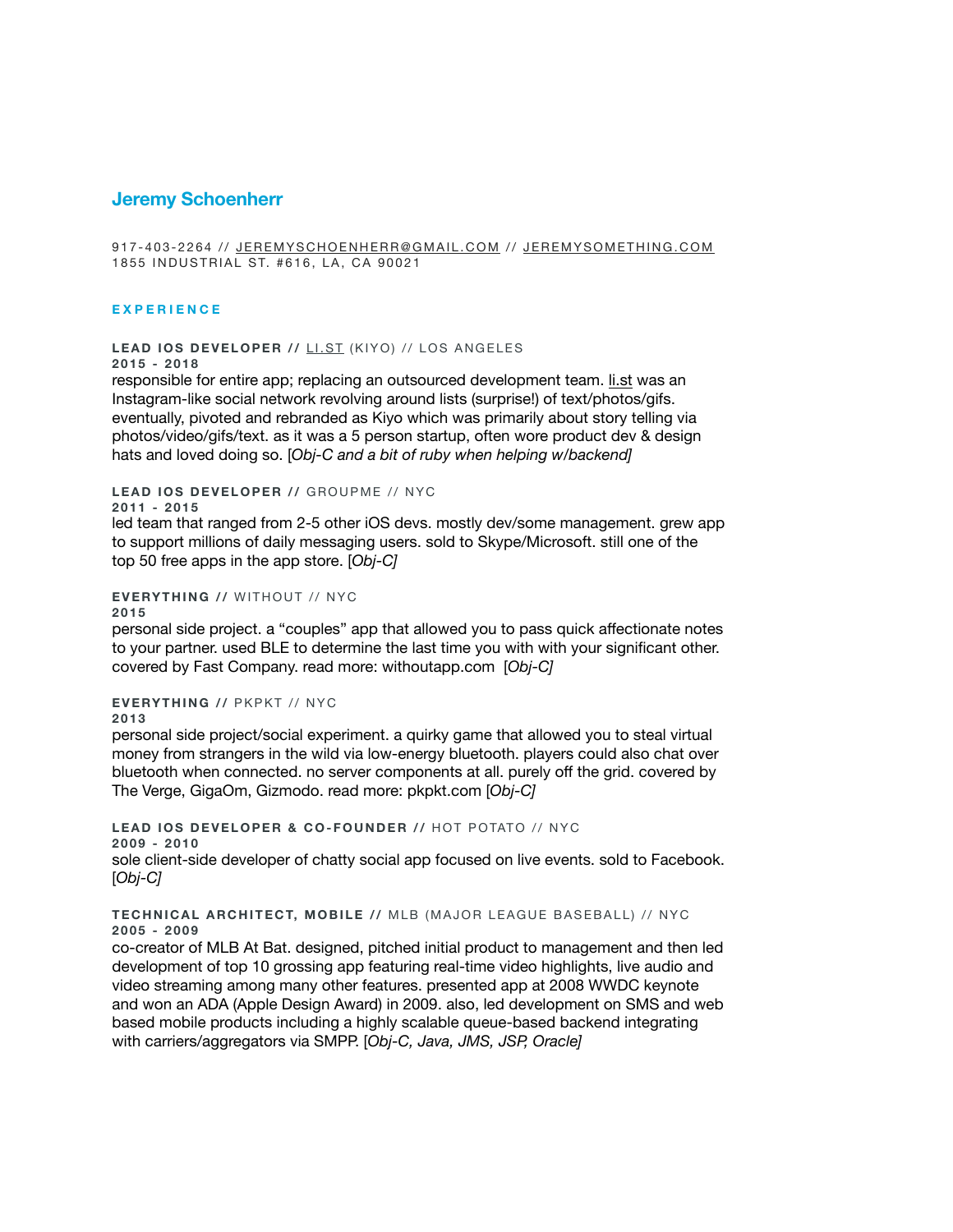# Jeremy Schoenherr

917-403-2264 // JEREMYSCHOENHERR@GMAIL.COM // JEREMYSOMETHING.COM
1855 INDUSTRIAL ST. #616, LA, CA 90021

## EXPERIENCE

**LEAD IOS DEVELOPER //** LI.ST (KIYO) // LOS ANGELES
**2015 - 2018**
responsible for entire app; replacing an outsourced development team. li.st was an Instagram-like social network revolving around lists (surprise!) of text/photos/gifs. eventually, pivoted and rebranded as Kiyo which was primarily about story telling via photos/video/gifs/text. as it was a 5 person startup, often wore product dev & design hats and loved doing so. [*Obj-C and a bit of ruby when helping w/backend]*

**LEAD IOS DEVELOPER //** GROUPME // NYC
**2011 - 2015**
led team that ranged from 2-5 other iOS devs. mostly dev/some management. grew app to support millions of daily messaging users. sold to Skype/Microsoft. still one of the top 50 free apps in the app store. [*Obj-C]*

**EVERYTHING //** WITHOUT // NYC
**2015**
personal side project. a "couples" app that allowed you to pass quick affectionate notes to your partner. used BLE to determine the last time you with with your significant other. covered by Fast Company. read more: withoutapp.com [*Obj-C]*

**EVERYTHING //** PKPKT // NYC
**2013**
personal side project/social experiment. a quirky game that allowed you to steal virtual money from strangers in the wild via low-energy bluetooth. players could also chat over bluetooth when connected. no server components at all. purely off the grid. covered by The Verge, GigaOm, Gizmodo. read more: pkpkt.com [*Obj-C]*

**LEAD IOS DEVELOPER & CO-FOUNDER //** HOT POTATO // NYC
**2009 - 2010**
sole client-side developer of chatty social app focused on live events. sold to Facebook. [*Obj-C]*

**TECHNICAL ARCHITECT, MOBILE //** MLB (MAJOR LEAGUE BASEBALL) // NYC
**2005 - 2009**
co-creator of MLB At Bat. designed, pitched initial product to management and then led development of top 10 grossing app featuring real-time video highlights, live audio and video streaming among many other features. presented app at 2008 WWDC keynote and won an ADA (Apple Design Award) in 2009. also, led development on SMS and web based mobile products including a highly scalable queue-based backend integrating with carriers/aggregators via SMPP. [*Obj-C, Java, JMS, JSP, Oracle]*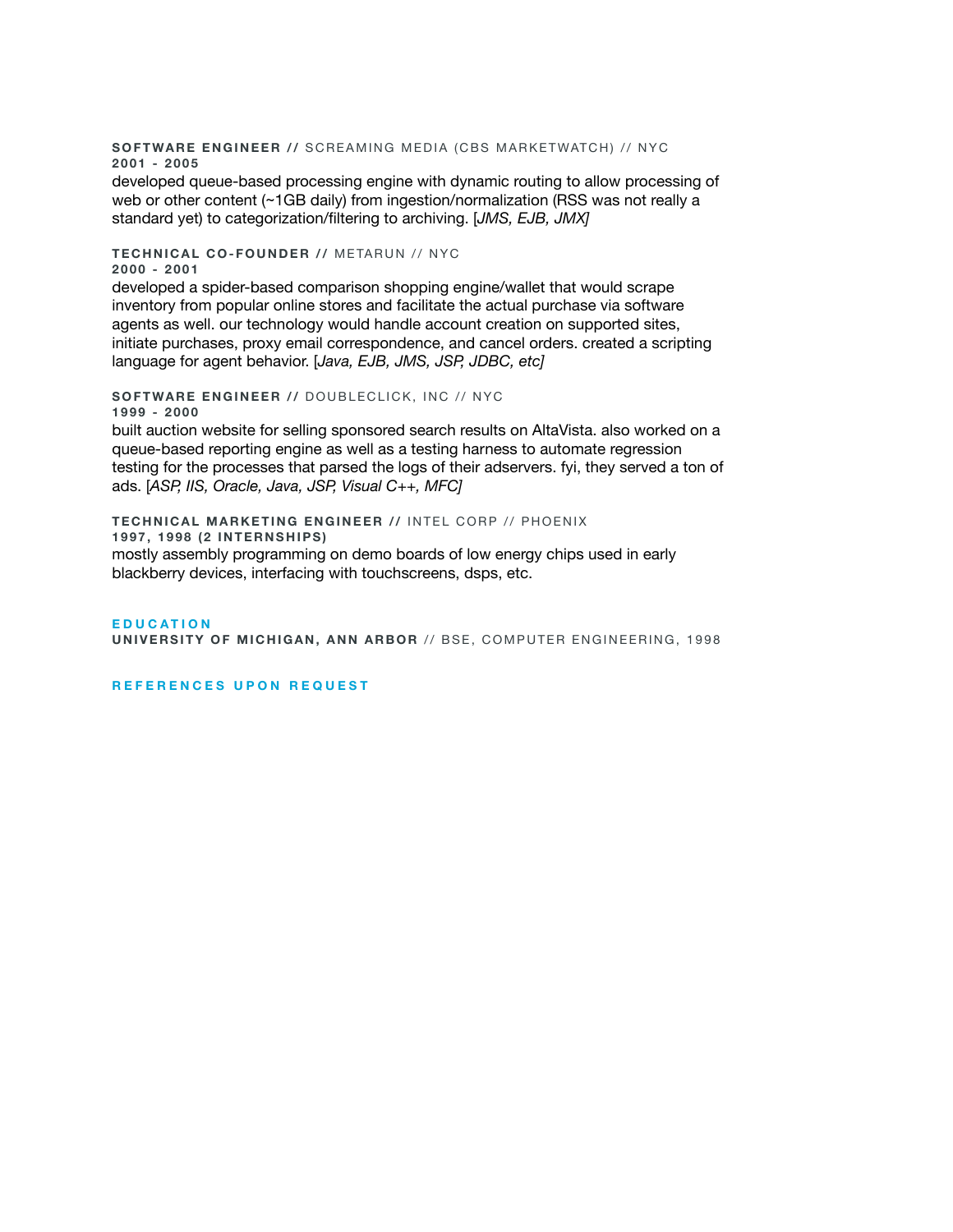**SOFTWARE ENGINEER //** SCREAMING MEDIA (CBS MARKETWATCH) // NYC
**2001 - 2005**
developed queue-based processing engine with dynamic routing to allow processing of web or other content (~1GB daily) from ingestion/normalization (RSS was not really a standard yet) to categorization/filtering to archiving. [*JMS, EJB, JMX]*

**TECHNICAL CO-FOUNDER //** METARUN // NYC
**2000 - 2001**
developed a spider-based comparison shopping engine/wallet that would scrape inventory from popular online stores and facilitate the actual purchase via software agents as well. our technology would handle account creation on supported sites, initiate purchases, proxy email correspondence, and cancel orders. created a scripting language for agent behavior. [*Java, EJB, JMS, JSP, JDBC, etc]*

**SOFTWARE ENGINEER //** DOUBLECLICK, INC // NYC
**1999 - 2000**
built auction website for selling sponsored search results on AltaVista. also worked on a queue-based reporting engine as well as a testing harness to automate regression testing for the processes that parsed the logs of their adservers. fyi, they served a ton of ads. [*ASP, IIS, Oracle, Java, JSP, Visual C++, MFC]*

**TECHNICAL MARKETING ENGINEER //** INTEL CORP // PHOENIX
**1997, 1998 (2 INTERNSHIPS)**
mostly assembly programming on demo boards of low energy chips used in early blackberry devices, interfacing with touchscreens, dsps, etc.

## EDUCATION

**UNIVERSITY OF MICHIGAN, ANN ARBOR** // BSE, COMPUTER ENGINEERING, 1998

## REFERENCES UPON REQUEST